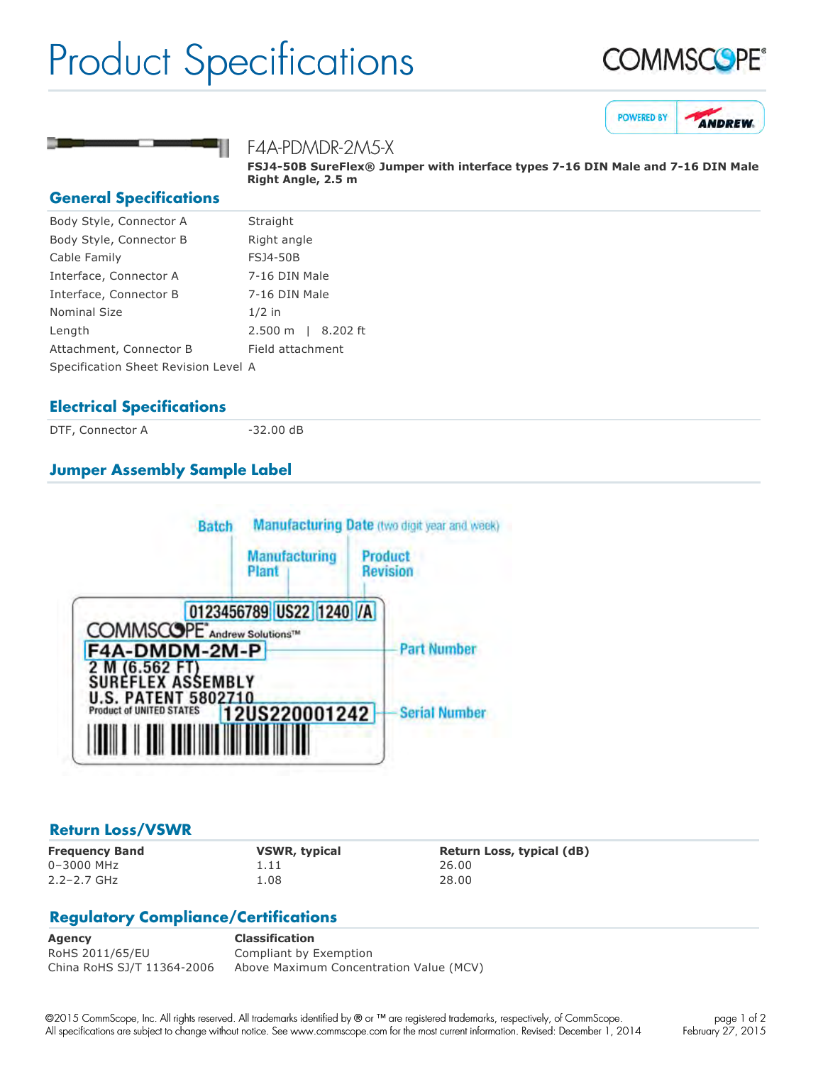# Product Specifications

F4A-PDMDR-2M5-X

**FSJ4-50B SureFlex® Jumper with interface types 7-16 DIN Male and 7-16 DIN Male Right Angle, 2.5 m**

## General Specifications

| | |
|---|---|
| Body Style, Connector A | Straight |
| Body Style, Connector B | Right angle |
| Cable Family | FSJ4-50B |
| Interface, Connector A | 7-16 DIN Male |
| Interface, Connector B | 7-16 DIN Male |
| Nominal Size | 1/2 in |
| Length | 2.500 m \| 8.202 ft |
| Attachment, Connector B | Field attachment |
| Specification Sheet Revision Level | A |

## Electrical Specifications

| | |
|---|---|
| DTF, Connector A | -32.00 dB |

## Jumper Assembly Sample Label

## Return Loss/VSWR

| Frequency Band | VSWR, typical | Return Loss, typical (dB) |
|---|---|---|
| 0–3000 MHz | 1.11 | 26.00 |
| 2.2–2.7 GHz | 1.08 | 28.00 |

## Regulatory Compliance/Certifications

| Agency | Classification |
|---|---|
| RoHS 2011/65/EU | Compliant by Exemption |
| China RoHS SJ/T 11364-2006 | Above Maximum Concentration Value (MCV) |

©2015 CommScope, Inc. All rights reserved. All trademarks identified by ® or ™ are registered trademarks, respectively, of CommScope. All specifications are subject to change without notice. See www.commscope.com for the most current information. Revised: December 1, 2014

February 27, 2015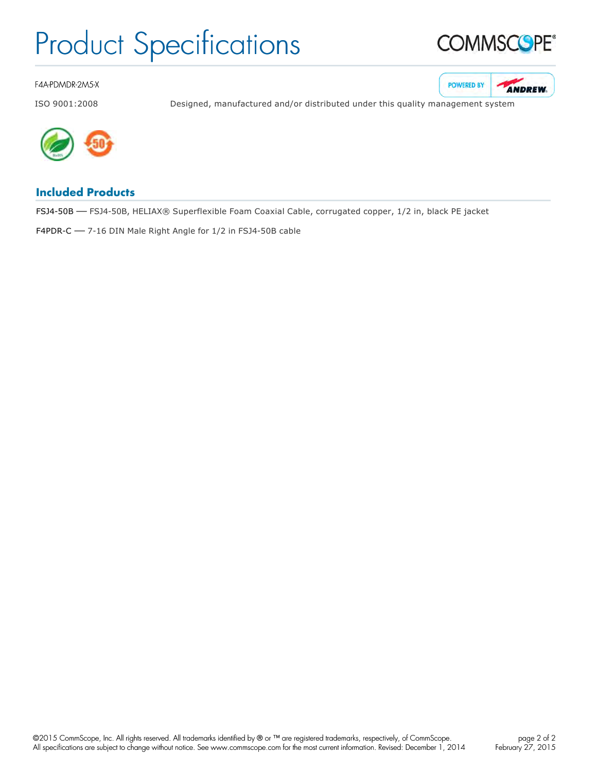# Product Specifications

F4A-PDMDR-2M5-X

ISO 9001:2008 Designed, manufactured and/or distributed under this quality management system

## Included Products

FSJ4-50B — FSJ4-50B, HELIAX® Superflexible Foam Coaxial Cable, corrugated copper, 1/2 in, black PE jacket

F4PDR-C — 7-16 DIN Male Right Angle for 1/2 in FSJ4-50B cable